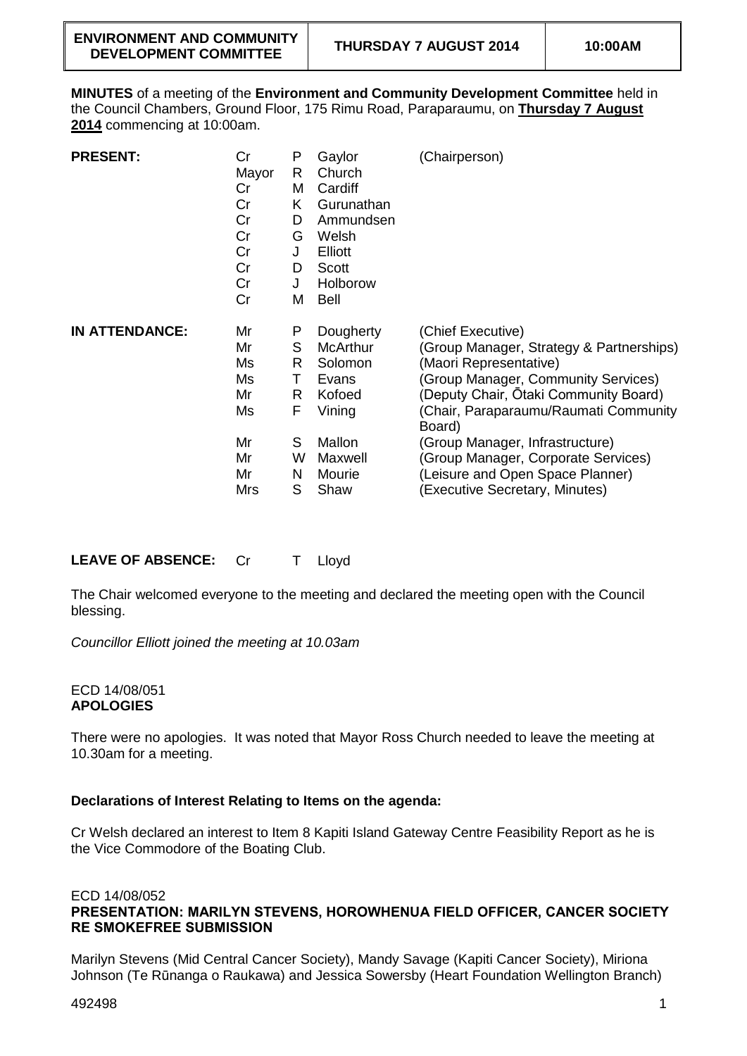| ENVIRONMENT AND COMMUNITY DEVELOPMENT COMMITTEE | THURSDAY 7 AUGUST 2014 | 10:00AM |
|---|---|---|

**MINUTES** of a meeting of the **Environment and Community Development Committee** held in the Council Chambers, Ground Floor, 175 Rimu Road, Paraparaumu, on **Thursday 7 August 2014** commencing at 10:00am.

| | | | | |
|---|---|---|---|---|
| **PRESENT:** | Cr | P | Gaylor | (Chairperson) |
| | Mayor | R | Church | |
| | Cr | M | Cardiff | |
| | Cr | K | Gurunathan | |
| | Cr | D | Ammundsen | |
| | Cr | G | Welsh | |
| | Cr | J | Elliott | |
| | Cr | D | Scott | |
| | Cr | J | Holborow | |
| | Cr | M | Bell | |
| **IN ATTENDANCE:** | Mr | P | Dougherty | (Chief Executive) |
| | Mr | S | McArthur | (Group Manager, Strategy & Partnerships) |
| | Ms | R | Solomon | (Maori Representative) |
| | Ms | T | Evans | (Group Manager, Community Services) |
| | Mr | R | Kofoed | (Deputy Chair, Ōtaki Community Board) |
| | Ms | F | Vining | (Chair, Paraparaumu/Raumati Community Board) |
| | Mr | S | Mallon | (Group Manager, Infrastructure) |
| | Mr | W | Maxwell | (Group Manager, Corporate Services) |
| | Mr | N | Mourie | (Leisure and Open Space Planner) |
| | Mrs | S | Shaw | (Executive Secretary, Minutes) |

**LEAVE OF ABSENCE:** Cr T Lloyd

The Chair welcomed everyone to the meeting and declared the meeting open with the Council blessing.

*Councillor Elliott joined the meeting at 10.03am*

ECD 14/08/051
**APOLOGIES**

There were no apologies. It was noted that Mayor Ross Church needed to leave the meeting at 10.30am for a meeting.

**Declarations of Interest Relating to Items on the agenda:**

Cr Welsh declared an interest to Item 8 Kapiti Island Gateway Centre Feasibility Report as he is the Vice Commodore of the Boating Club.

ECD 14/08/052
**PRESENTATION: MARILYN STEVENS, HOROWHENUA FIELD OFFICER, CANCER SOCIETY RE SMOKEFREE SUBMISSION**

Marilyn Stevens (Mid Central Cancer Society), Mandy Savage (Kapiti Cancer Society), Miriona Johnson (Te Rūnanga o Raukawa) and Jessica Sowersby (Heart Foundation Wellington Branch)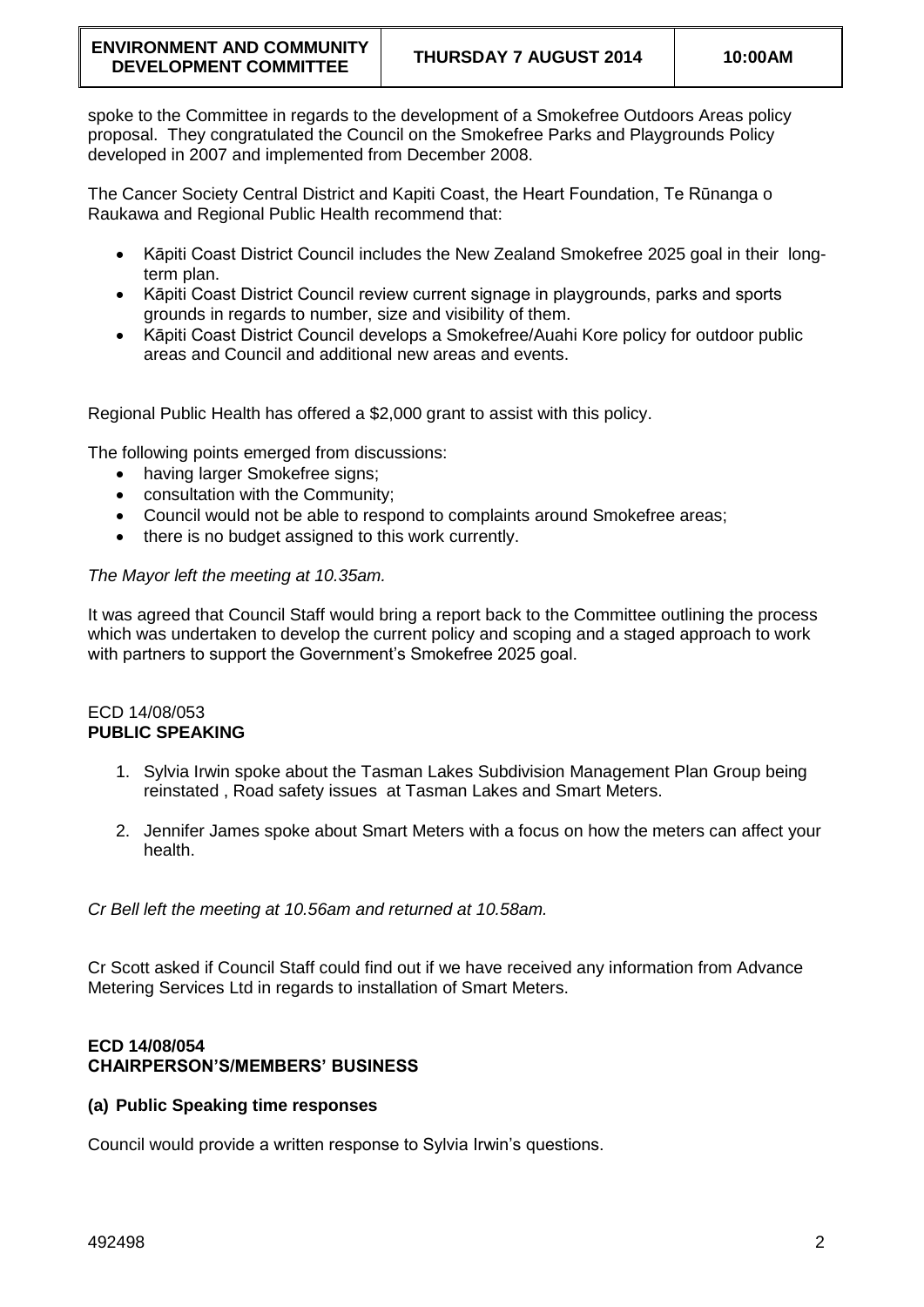spoke to the Committee in regards to the development of a Smokefree Outdoors Areas policy proposal. They congratulated the Council on the Smokefree Parks and Playgrounds Policy developed in 2007 and implemented from December 2008.

The Cancer Society Central District and Kapiti Coast, the Heart Foundation, Te Rūnanga o Raukawa and Regional Public Health recommend that:

- Kāpiti Coast District Council includes the New Zealand Smokefree 2025 goal in their long-term plan.
- Kāpiti Coast District Council review current signage in playgrounds, parks and sports grounds in regards to number, size and visibility of them.
- Kāpiti Coast District Council develops a Smokefree/Auahi Kore policy for outdoor public areas and Council and additional new areas and events.

Regional Public Health has offered a $2,000 grant to assist with this policy.

The following points emerged from discussions:

- having larger Smokefree signs;
- consultation with the Community;
- Council would not be able to respond to complaints around Smokefree areas;
- there is no budget assigned to this work currently.

*The Mayor left the meeting at 10.35am.*

It was agreed that Council Staff would bring a report back to the Committee outlining the process which was undertaken to develop the current policy and scoping and a staged approach to work with partners to support the Government's Smokefree 2025 goal.

ECD 14/08/053
**PUBLIC SPEAKING**

1. Sylvia Irwin spoke about the Tasman Lakes Subdivision Management Plan Group being reinstated , Road safety issues at Tasman Lakes and Smart Meters.
2. Jennifer James spoke about Smart Meters with a focus on how the meters can affect your health.

*Cr Bell left the meeting at 10.56am and returned at 10.58am.*

Cr Scott asked if Council Staff could find out if we have received any information from Advance Metering Services Ltd in regards to installation of Smart Meters.

**ECD 14/08/054**
**CHAIRPERSON'S/MEMBERS' BUSINESS**

**(a) Public Speaking time responses**

Council would provide a written response to Sylvia Irwin's questions.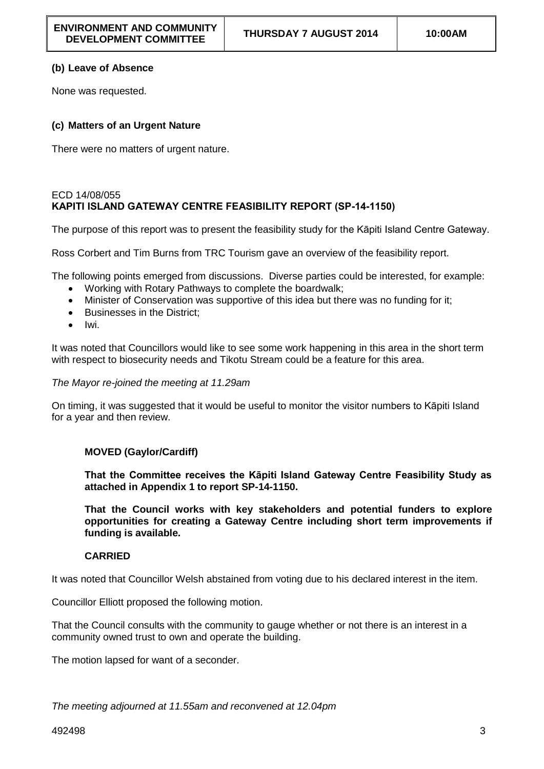### (b) Leave of Absence

None was requested.

### (c) Matters of an Urgent Nature

There were no matters of urgent nature.

ECD 14/08/055
**KAPITI ISLAND GATEWAY CENTRE FEASIBILITY REPORT (SP-14-1150)**

The purpose of this report was to present the feasibility study for the Kāpiti Island Centre Gateway.

Ross Corbert and Tim Burns from TRC Tourism gave an overview of the feasibility report.

The following points emerged from discussions. Diverse parties could be interested, for example:

- Working with Rotary Pathways to complete the boardwalk;
- Minister of Conservation was supportive of this idea but there was no funding for it;
- Businesses in the District;
- Iwi.

It was noted that Councillors would like to see some work happening in this area in the short term with respect to biosecurity needs and Tikotu Stream could be a feature for this area.

*The Mayor re-joined the meeting at 11.29am*

On timing, it was suggested that it would be useful to monitor the visitor numbers to Kāpiti Island for a year and then review.

**MOVED (Gaylor/Cardiff)**

**That the Committee receives the Kāpiti Island Gateway Centre Feasibility Study as attached in Appendix 1 to report SP-14-1150.**

**That the Council works with key stakeholders and potential funders to explore opportunities for creating a Gateway Centre including short term improvements if funding is available.**

**CARRIED**

It was noted that Councillor Welsh abstained from voting due to his declared interest in the item.

Councillor Elliott proposed the following motion.

That the Council consults with the community to gauge whether or not there is an interest in a community owned trust to own and operate the building.

The motion lapsed for want of a seconder.

*The meeting adjourned at 11.55am and reconvened at 12.04pm*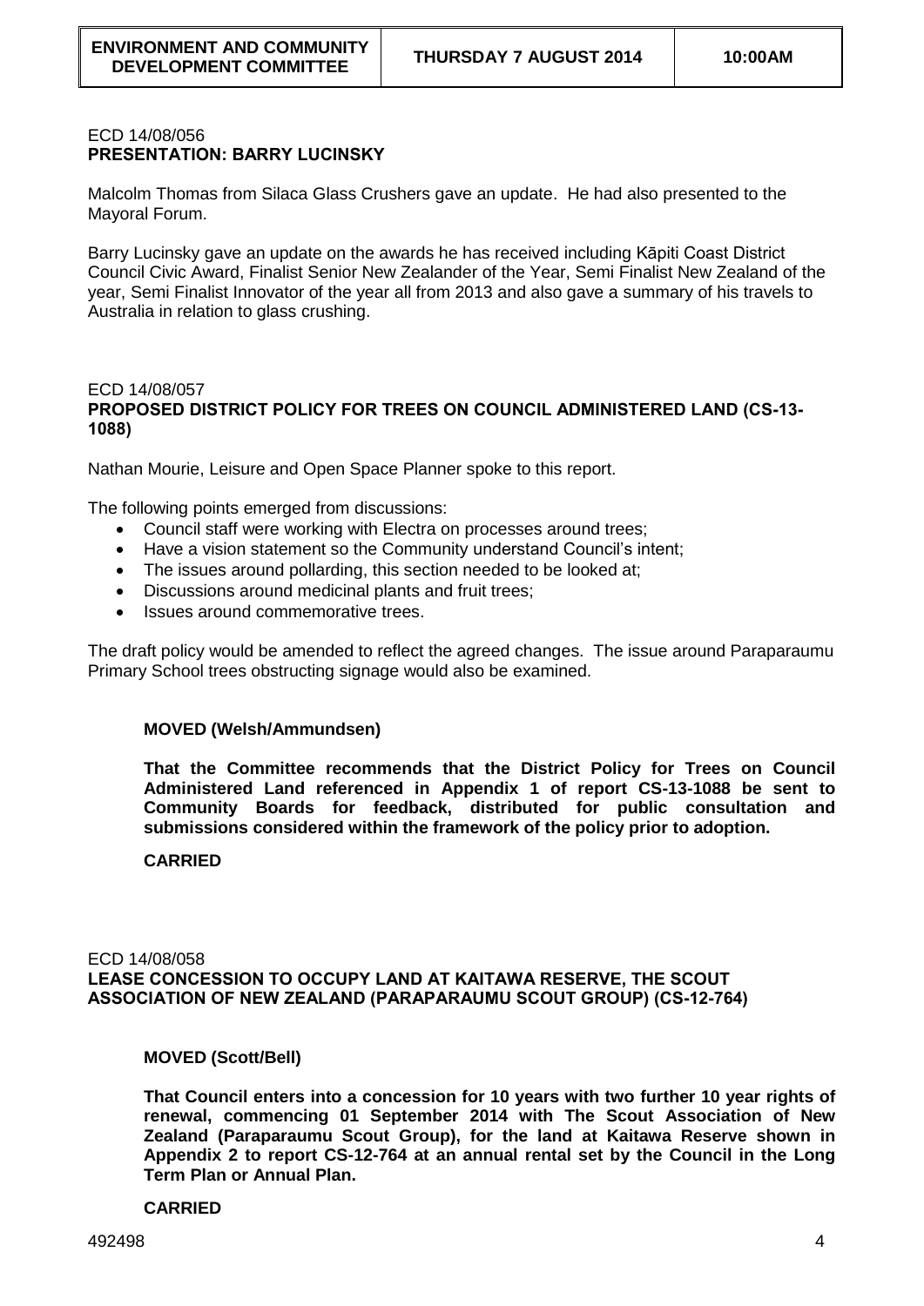ECD 14/08/056
**PRESENTATION: BARRY LUCINSKY**

Malcolm Thomas from Silaca Glass Crushers gave an update. He had also presented to the Mayoral Forum.

Barry Lucinsky gave an update on the awards he has received including Kāpiti Coast District Council Civic Award, Finalist Senior New Zealander of the Year, Semi Finalist New Zealand of the year, Semi Finalist Innovator of the year all from 2013 and also gave a summary of his travels to Australia in relation to glass crushing.

ECD 14/08/057
**PROPOSED DISTRICT POLICY FOR TREES ON COUNCIL ADMINISTERED LAND (CS-13-1088)**

Nathan Mourie, Leisure and Open Space Planner spoke to this report.

The following points emerged from discussions:

- Council staff were working with Electra on processes around trees;
- Have a vision statement so the Community understand Council's intent;
- The issues around pollarding, this section needed to be looked at;
- Discussions around medicinal plants and fruit trees;
- Issues around commemorative trees.

The draft policy would be amended to reflect the agreed changes. The issue around Paraparaumu Primary School trees obstructing signage would also be examined.

**MOVED (Welsh/Ammundsen)**

**That the Committee recommends that the District Policy for Trees on Council Administered Land referenced in Appendix 1 of report CS-13-1088 be sent to Community Boards for feedback, distributed for public consultation and submissions considered within the framework of the policy prior to adoption.**

**CARRIED**

ECD 14/08/058
**LEASE CONCESSION TO OCCUPY LAND AT KAITAWA RESERVE, THE SCOUT ASSOCIATION OF NEW ZEALAND (PARAPARAUMU SCOUT GROUP) (CS-12-764)**

**MOVED (Scott/Bell)**

**That Council enters into a concession for 10 years with two further 10 year rights of renewal, commencing 01 September 2014 with The Scout Association of New Zealand (Paraparaumu Scout Group), for the land at Kaitawa Reserve shown in Appendix 2 to report CS-12-764 at an annual rental set by the Council in the Long Term Plan or Annual Plan.**

**CARRIED**

492498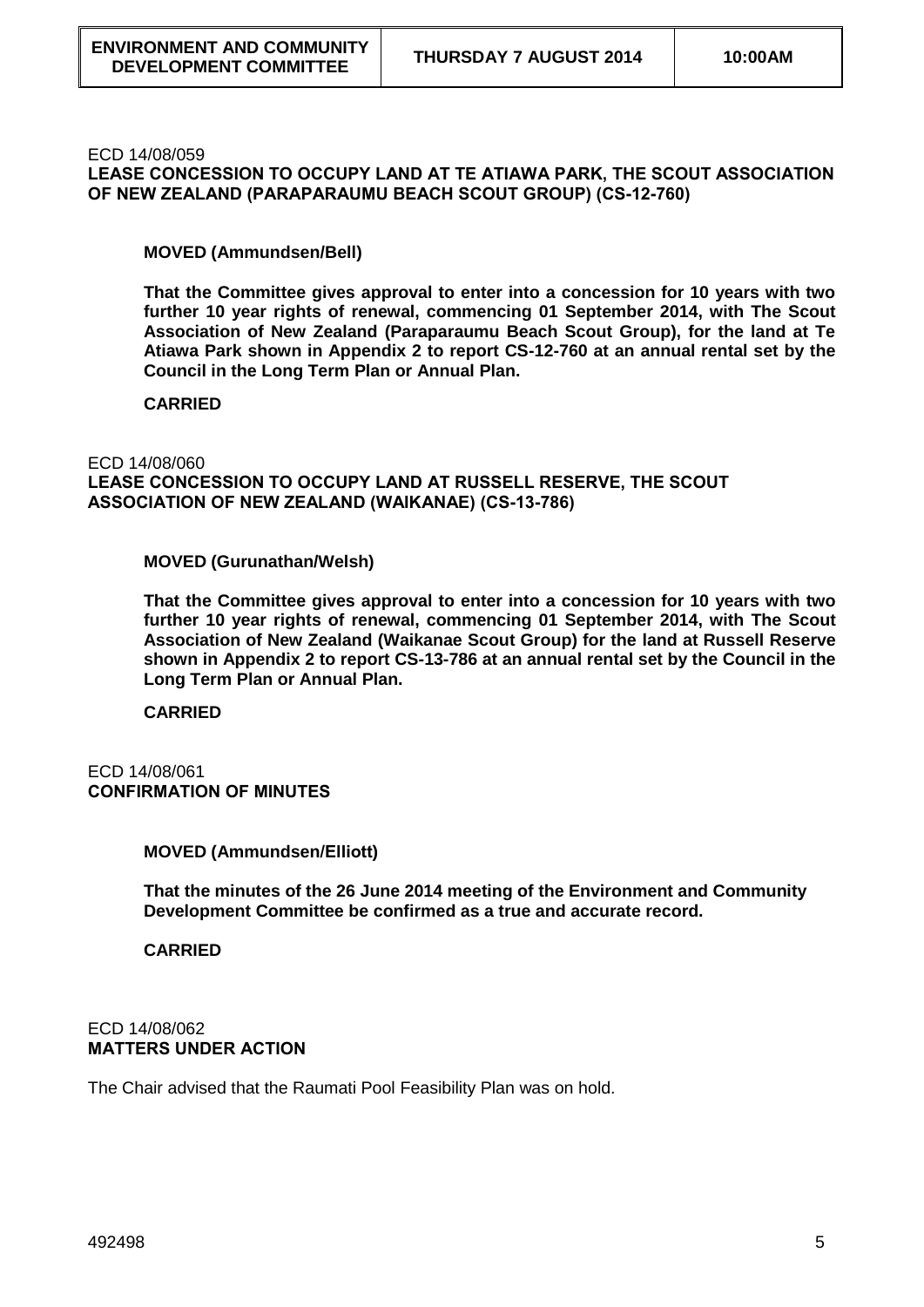ECD 14/08/059
**LEASE CONCESSION TO OCCUPY LAND AT TE ATIAWA PARK, THE SCOUT ASSOCIATION OF NEW ZEALAND (PARAPARAUMU BEACH SCOUT GROUP) (CS-12-760)**

**MOVED (Ammundsen/Bell)**

**That the Committee gives approval to enter into a concession for 10 years with two further 10 year rights of renewal, commencing 01 September 2014, with The Scout Association of New Zealand (Paraparaumu Beach Scout Group), for the land at Te Atiawa Park shown in Appendix 2 to report CS-12-760 at an annual rental set by the Council in the Long Term Plan or Annual Plan.**

**CARRIED**

ECD 14/08/060
**LEASE CONCESSION TO OCCUPY LAND AT RUSSELL RESERVE, THE SCOUT ASSOCIATION OF NEW ZEALAND (WAIKANAE) (CS-13-786)**

**MOVED (Gurunathan/Welsh)**

**That the Committee gives approval to enter into a concession for 10 years with two further 10 year rights of renewal, commencing 01 September 2014, with The Scout Association of New Zealand (Waikanae Scout Group) for the land at Russell Reserve shown in Appendix 2 to report CS-13-786 at an annual rental set by the Council in the Long Term Plan or Annual Plan.**

**CARRIED**

ECD 14/08/061
**CONFIRMATION OF MINUTES**

**MOVED (Ammundsen/Elliott)**

**That the minutes of the 26 June 2014 meeting of the Environment and Community Development Committee be confirmed as a true and accurate record.**

**CARRIED**

ECD 14/08/062
**MATTERS UNDER ACTION**

The Chair advised that the Raumati Pool Feasibility Plan was on hold.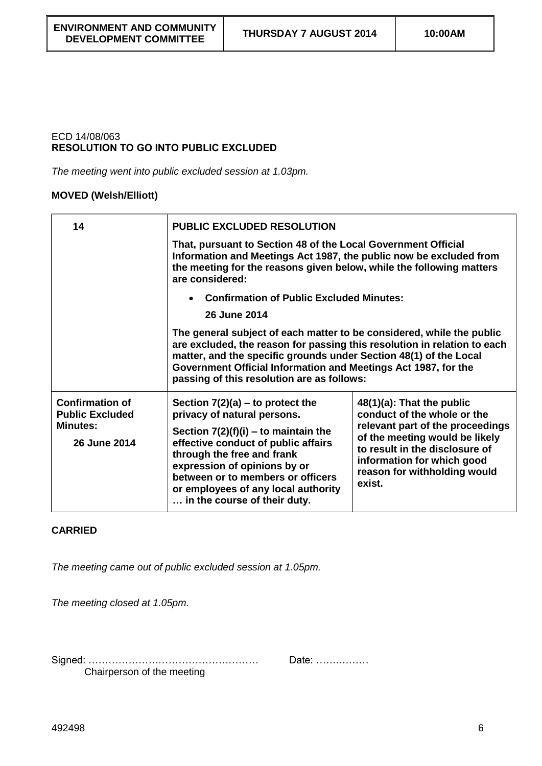ECD 14/08/063
**RESOLUTION TO GO INTO PUBLIC EXCLUDED**

*The meeting went into public excluded session at 1.03pm.*

**MOVED (Welsh/Elliott)**

| | | |
|---|---|---|
| **14** | **PUBLIC EXCLUDED RESOLUTION**<br><br>**That, pursuant to Section 48 of the Local Government Official Information and Meetings Act 1987, the public now be excluded from the meeting for the reasons given below, while the following matters are considered:**<br><br>• **Confirmation of Public Excluded Minutes:**<br>**26 June 2014**<br><br>**The general subject of each matter to be considered, while the public are excluded, the reason for passing this resolution in relation to each matter, and the specific grounds under Section 48(1) of the Local Government Official Information and Meetings Act 1987, for the passing of this resolution are as follows:** | |
| **Confirmation of Public Excluded Minutes:**<br>**26 June 2014** | **Section 7(2)(a) – to protect the privacy of natural persons.**<br><br>**Section 7(2)(f)(i) – to maintain the effective conduct of public affairs through the free and frank expression of opinions by or between or to members or officers or employees of any local authority … in the course of their duty.** | **48(1)(a): That the public conduct of the whole or the relevant part of the proceedings of the meeting would be likely to result in the disclosure of information for which good reason for withholding would exist.** |

**CARRIED**

*The meeting came out of public excluded session at 1.05pm.*

*The meeting closed at 1.05pm.*

Signed: …………………………………………… Date: …….………
Chairperson of the meeting

492498